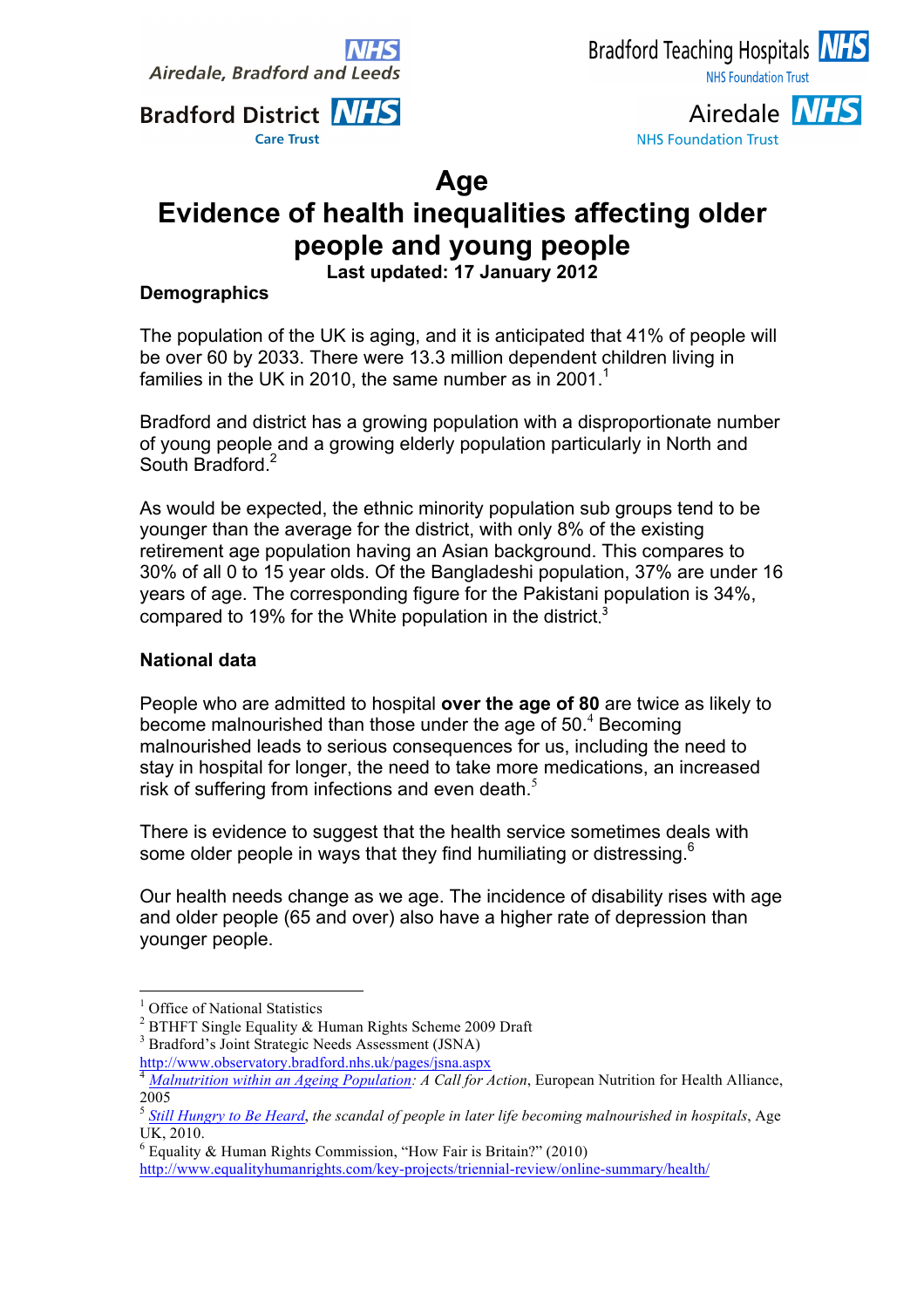Airedale, Bradford and Leeds NHS

Bradford District NHS Care Trust

Bradford Teaching Hospitals NHS Foundation Trust

Airedale NHS Foundation Trust

# Age

# Evidence of health inequalities affecting older people and young people

**Last updated: 17 January 2012**

## Demographics

The population of the UK is aging, and it is anticipated that 41% of people will be over 60 by 2033. There were 13.3 million dependent children living in families in the UK in 2010, the same number as in 2001.[1]

Bradford and district has a growing population with a disproportionate number of young people and a growing elderly population particularly in North and South Bradford.[2]

As would be expected, the ethnic minority population sub groups tend to be younger than the average for the district, with only 8% of the existing retirement age population having an Asian background. This compares to 30% of all 0 to 15 year olds. Of the Bangladeshi population, 37% are under 16 years of age. The corresponding figure for the Pakistani population is 34%, compared to 19% for the White population in the district.[3]

## National data

People who are admitted to hospital **over the age of 80** are twice as likely to become malnourished than those under the age of 50.[4] Becoming malnourished leads to serious consequences for us, including the need to stay in hospital for longer, the need to take more medications, an increased risk of suffering from infections and even death.[5]

There is evidence to suggest that the health service sometimes deals with some older people in ways that they find humiliating or distressing.[6]

Our health needs change as we age. The incidence of disability rises with age and older people (65 and over) also have a higher rate of depression than younger people.

---

[1] Office of National Statistics

[2] BTHFT Single Equality & Human Rights Scheme 2009 Draft

[3] Bradford's Joint Strategic Needs Assessment (JSNA) http://www.observatory.bradford.nhs.uk/pages/jsna.aspx

[4] *Malnutrition within an Ageing Population: A Call for Action*, European Nutrition for Health Alliance, 2005

[5] *Still Hungry to Be Heard, the scandal of people in later life becoming malnourished in hospitals*, Age UK, 2010.

[6] Equality & Human Rights Commission, "How Fair is Britain?" (2010) http://www.equalityhumanrights.com/key-projects/triennial-review/online-summary/health/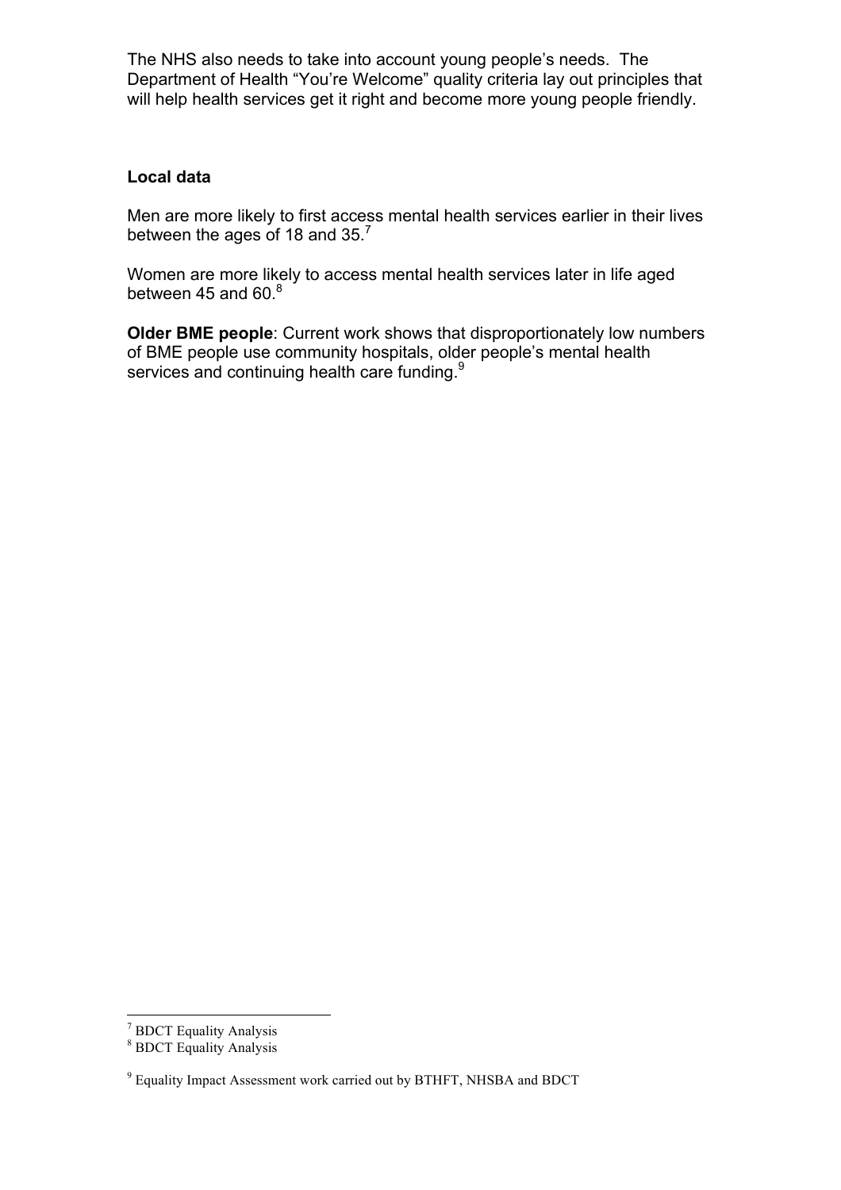The NHS also needs to take into account young people's needs. The Department of Health "You're Welcome" quality criteria lay out principles that will help health services get it right and become more young people friendly.

### Local data

Men are more likely to first access mental health services earlier in their lives between the ages of 18 and 35.[7]

Women are more likely to access mental health services later in life aged between 45 and 60.[8]

**Older BME people**: Current work shows that disproportionately low numbers of BME people use community hospitals, older people's mental health services and continuing health care funding.[9]

---

[7] BDCT Equality Analysis

[8] BDCT Equality Analysis

[9] Equality Impact Assessment work carried out by BTHFT, NHSBA and BDCT